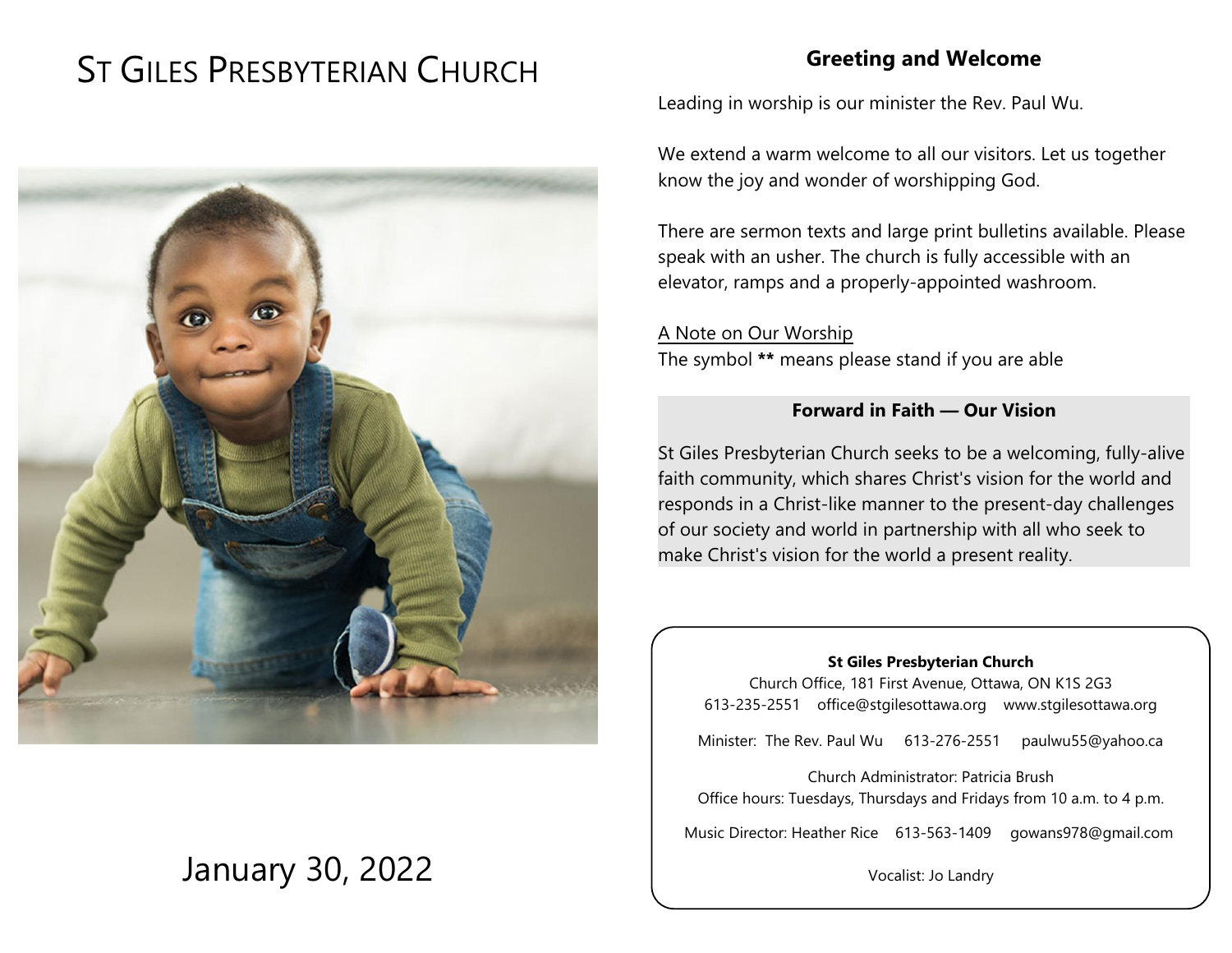# ST GILES PRESBYTERIAN CHURCH

January 30, 2022

## Greeting and Welcome

Leading in worship is our minister the Rev. Paul Wu.

We extend a warm welcome to all our visitors. Let us together know the joy and wonder of worshipping God.

There are sermon texts and large print bulletins available. Please speak with an usher. The church is fully accessible with an elevator, ramps and a properly-appointed washroom.

A Note on Our Worship
The symbol **\*\*** means please stand if you are able

### Forward in Faith — Our Vision

St Giles Presbyterian Church seeks to be a welcoming, fully-alive faith community, which shares Christ's vision for the world and responds in a Christ-like manner to the present-day challenges of our society and world in partnership with all who seek to make Christ's vision for the world a present reality.

**St Giles Presbyterian Church**
Church Office, 181 First Avenue, Ottawa, ON K1S 2G3
613-235-2551 office@stgilesottawa.org www.stgilesottawa.org

Minister: The Rev. Paul Wu 613-276-2551 paulwu55@yahoo.ca

Church Administrator: Patricia Brush
Office hours: Tuesdays, Thursdays and Fridays from 10 a.m. to 4 p.m.

Music Director: Heather Rice 613-563-1409 gowans978@gmail.com

Vocalist: Jo Landry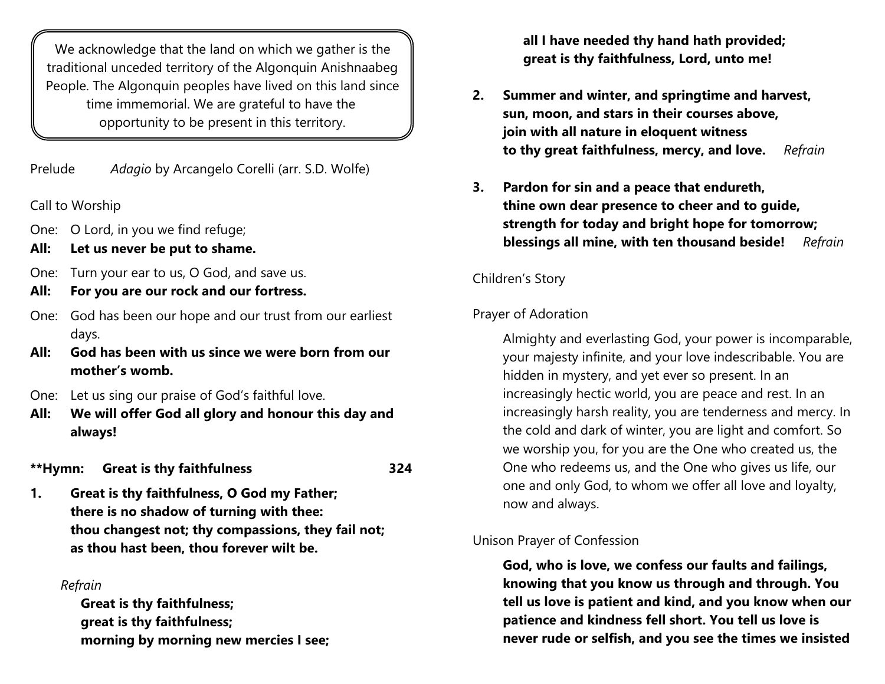We acknowledge that the land on which we gather is the traditional unceded territory of the Algonquin Anishnaabeg People. The Algonquin peoples have lived on this land since time immemorial. We are grateful to have the opportunity to be present in this territory.

Prelude *Adagio* by Arcangelo Corelli (arr. S.D. Wolfe)

Call to Worship

One: O Lord, in you we find refuge;
**All: Let us never be put to shame.**

One: Turn your ear to us, O God, and save us.
**All: For you are our rock and our fortress.**

One: God has been our hope and our trust from our earliest days.
**All: God has been with us since we were born from our mother's womb.**

One: Let us sing our praise of God's faithful love.
**All: We will offer God all glory and honour this day and always!**

**\*\*Hymn: Great is thy faithfulness 324**

**1. Great is thy faithfulness, O God my Father;
there is no shadow of turning with thee:
thou changest not; thy compassions, they fail not;
as thou hast been, thou forever wilt be.**

*Refrain*

**Great is thy faithfulness;
great is thy faithfulness;
morning by morning new mercies I see;
all I have needed thy hand hath provided;
great is thy faithfulness, Lord, unto me!**

**2. Summer and winter, and springtime and harvest,
sun, moon, and stars in their courses above,
join with all nature in eloquent witness
to thy great faithfulness, mercy, and love.** *Refrain*

**3. Pardon for sin and a peace that endureth,
thine own dear presence to cheer and to guide,
strength for today and bright hope for tomorrow;
blessings all mine, with ten thousand beside!** *Refrain*

Children's Story

Prayer of Adoration

Almighty and everlasting God, your power is incomparable, your majesty infinite, and your love indescribable. You are hidden in mystery, and yet ever so present. In an increasingly hectic world, you are peace and rest. In an increasingly harsh reality, you are tenderness and mercy. In the cold and dark of winter, you are light and comfort. So we worship you, for you are the One who created us, the One who redeems us, and the One who gives us life, our one and only God, to whom we offer all love and loyalty, now and always.

Unison Prayer of Confession

**God, who is love, we confess our faults and failings, knowing that you know us through and through. You tell us love is patient and kind, and you know when our patience and kindness fell short. You tell us love is never rude or selfish, and you see the times we insisted**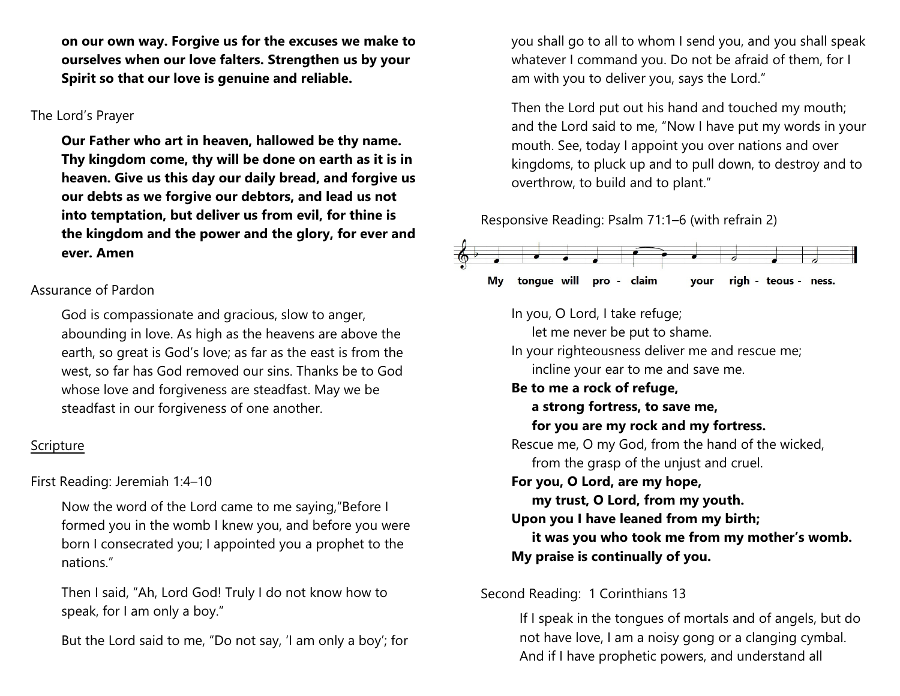**on our own way. Forgive us for the excuses we make to ourselves when our love falters. Strengthen us by your Spirit so that our love is genuine and reliable.**

The Lord's Prayer

**Our Father who art in heaven, hallowed be thy name. Thy kingdom come, thy will be done on earth as it is in heaven. Give us this day our daily bread, and forgive us our debts as we forgive our debtors, and lead us not into temptation, but deliver us from evil, for thine is the kingdom and the power and the glory, for ever and ever. Amen**

Assurance of Pardon

God is compassionate and gracious, slow to anger, abounding in love. As high as the heavens are above the earth, so great is God's love; as far as the east is from the west, so far has God removed our sins. Thanks be to God whose love and forgiveness are steadfast. May we be steadfast in our forgiveness of one another.

Scripture

First Reading: Jeremiah 1:4–10

Now the word of the Lord came to me saying,"Before I formed you in the womb I knew you, and before you were born I consecrated you; I appointed you a prophet to the nations."

Then I said, "Ah, Lord God! Truly I do not know how to speak, for I am only a boy."

But the Lord said to me, "Do not say, 'I am only a boy'; for you shall go to all to whom I send you, and you shall speak whatever I command you. Do not be afraid of them, for I am with you to deliver you, says the Lord."

Then the Lord put out his hand and touched my mouth; and the Lord said to me, "Now I have put my words in your mouth. See, today I appoint you over nations and over kingdoms, to pluck up and to pull down, to destroy and to overthrow, to build and to plant."

Responsive Reading: Psalm 71:1–6 (with refrain 2)

**My tongue will pro - claim your righ - teous - ness.**

In you, O Lord, I take refuge;
 let me never be put to shame.
In your righteousness deliver me and rescue me;
 incline your ear to me and save me.
**Be to me a rock of refuge,**
 **a strong fortress, to save me,**
 **for you are my rock and my fortress.**
Rescue me, O my God, from the hand of the wicked,
 from the grasp of the unjust and cruel.
**For you, O Lord, are my hope,**
 **my trust, O Lord, from my youth.**
**Upon you I have leaned from my birth;**
 **it was you who took me from my mother's womb.**
**My praise is continually of you.**

Second Reading: 1 Corinthians 13

If I speak in the tongues of mortals and of angels, but do not have love, I am a noisy gong or a clanging cymbal. And if I have prophetic powers, and understand all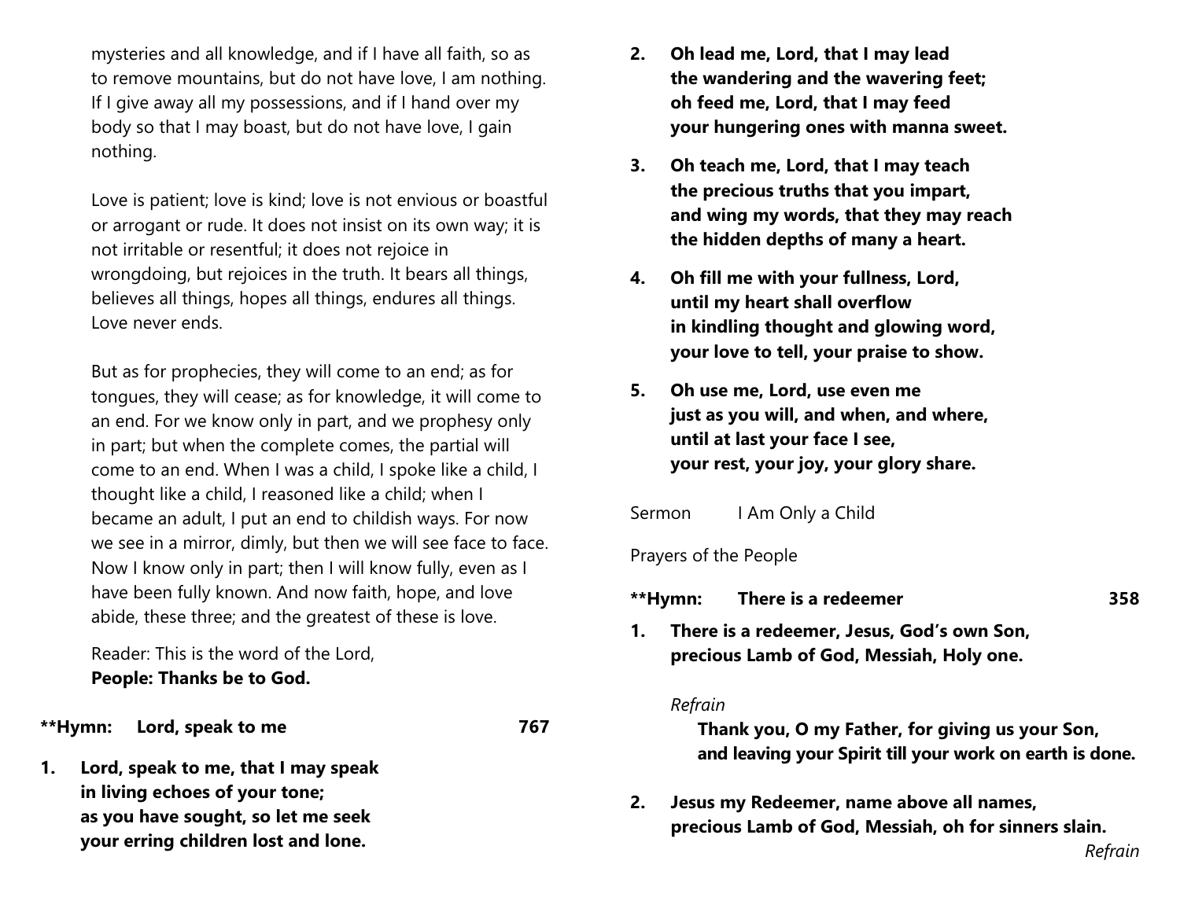mysteries and all knowledge, and if I have all faith, so as to remove mountains, but do not have love, I am nothing. If I give away all my possessions, and if I hand over my body so that I may boast, but do not have love, I gain nothing.

Love is patient; love is kind; love is not envious or boastful or arrogant or rude. It does not insist on its own way; it is not irritable or resentful; it does not rejoice in wrongdoing, but rejoices in the truth. It bears all things, believes all things, hopes all things, endures all things. Love never ends.

But as for prophecies, they will come to an end; as for tongues, they will cease; as for knowledge, it will come to an end. For we know only in part, and we prophesy only in part; but when the complete comes, the partial will come to an end. When I was a child, I spoke like a child, I thought like a child, I reasoned like a child; when I became an adult, I put an end to childish ways. For now we see in a mirror, dimly, but then we will see face to face. Now I know only in part; then I will know fully, even as I have been fully known. And now faith, hope, and love abide, these three; and the greatest of these is love.

Reader: This is the word of the Lord,
**People: Thanks be to God.**

**\*\*Hymn: Lord, speak to me 767**

1. **Lord, speak to me, that I may speak
in living echoes of your tone;
as you have sought, so let me seek
your erring children lost and lone.**

2. **Oh lead me, Lord, that I may lead
the wandering and the wavering feet;
oh feed me, Lord, that I may feed
your hungering ones with manna sweet.**

3. **Oh teach me, Lord, that I may teach
the precious truths that you impart,
and wing my words, that they may reach
the hidden depths of many a heart.**

4. **Oh fill me with your fullness, Lord,
until my heart shall overflow
in kindling thought and glowing word,
your love to tell, your praise to show.**

5. **Oh use me, Lord, use even me
just as you will, and when, and where,
until at last your face I see,
your rest, your joy, your glory share.**

Sermon I Am Only a Child

Prayers of the People

**\*\*Hymn: There is a redeemer 358**

1. **There is a redeemer, Jesus, God's own Son,
precious Lamb of God, Messiah, Holy one.**

*Refrain*
**Thank you, O my Father, for giving us your Son,
and leaving your Spirit till your work on earth is done.**

2. **Jesus my Redeemer, name above all names,
precious Lamb of God, Messiah, oh for sinners slain.**
*Refrain*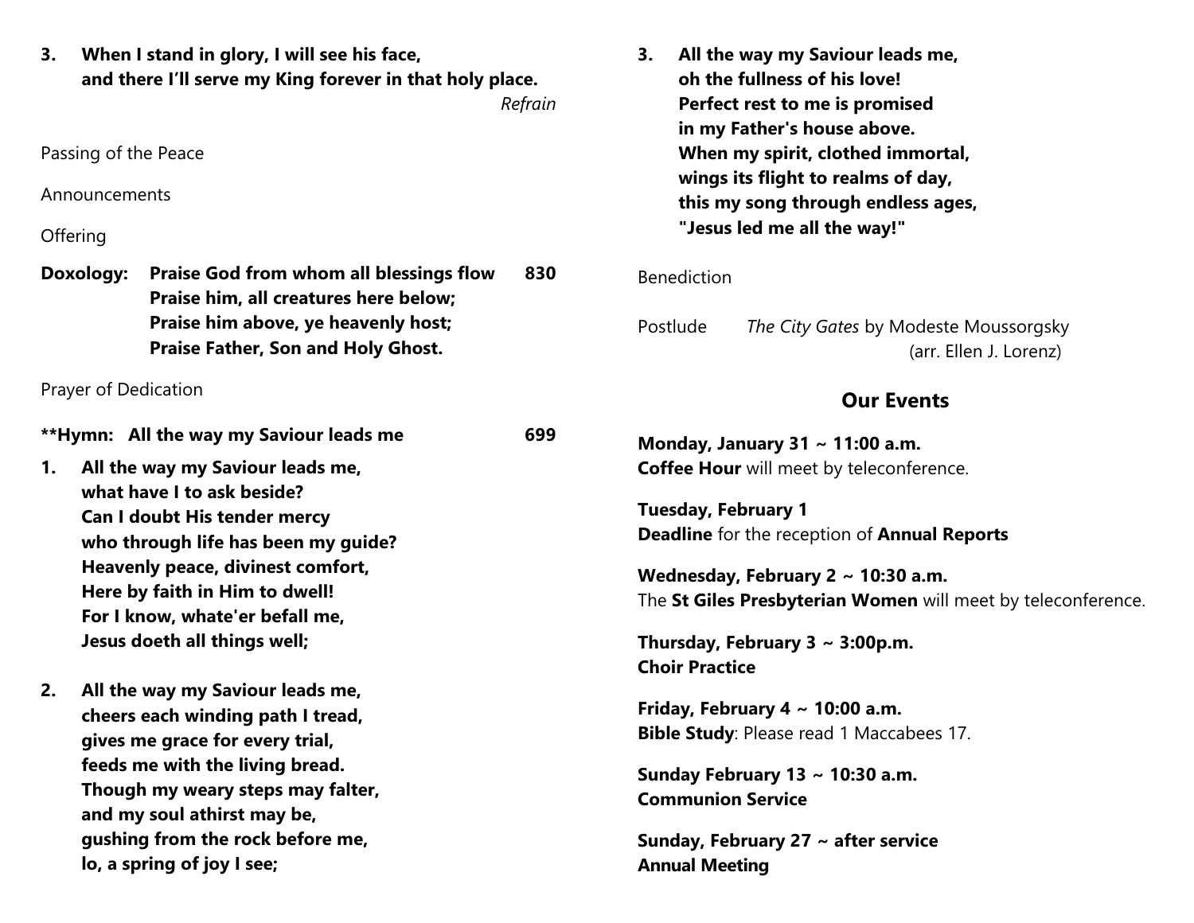**3. When I stand in glory, I will see his face,
and there I'll serve my King forever in that holy place.**
*Refrain*

Passing of the Peace

Announcements

Offering

**Doxology: Praise God from whom all blessings flow** **830**
**Praise him, all creatures here below;
Praise him above, ye heavenly host;
Praise Father, Son and Holy Ghost.**

Prayer of Dedication

**\*\*Hymn: All the way my Saviour leads me** **699**

**1. All the way my Saviour leads me,
what have I to ask beside?
Can I doubt His tender mercy
who through life has been my guide?
Heavenly peace, divinest comfort,
Here by faith in Him to dwell!
For I know, whate'er befall me,
Jesus doeth all things well;**

**2. All the way my Saviour leads me,
cheers each winding path I tread,
gives me grace for every trial,
feeds me with the living bread.
Though my weary steps may falter,
and my soul athirst may be,
gushing from the rock before me,
lo, a spring of joy I see;**

**3. All the way my Saviour leads me,
oh the fullness of his love!
Perfect rest to me is promised
in my Father's house above.
When my spirit, clothed immortal,
wings its flight to realms of day,
this my song through endless ages,
"Jesus led me all the way!"**

Benediction

Postlude *The City Gates* by Modeste Moussorgsky
(arr. Ellen J. Lorenz)

## Our Events

**Monday, January 31 ~ 11:00 a.m.**
**Coffee Hour** will meet by teleconference.

**Tuesday, February 1**
**Deadline** for the reception of **Annual Reports**

**Wednesday, February 2 ~ 10:30 a.m.**
The **St Giles Presbyterian Women** will meet by teleconference.

**Thursday, February 3 ~ 3:00p.m.**
**Choir Practice**

**Friday, February 4 ~ 10:00 a.m.**
**Bible Study**: Please read 1 Maccabees 17.

**Sunday February 13 ~ 10:30 a.m.**
**Communion Service**

**Sunday, February 27 ~ after service**
**Annual Meeting**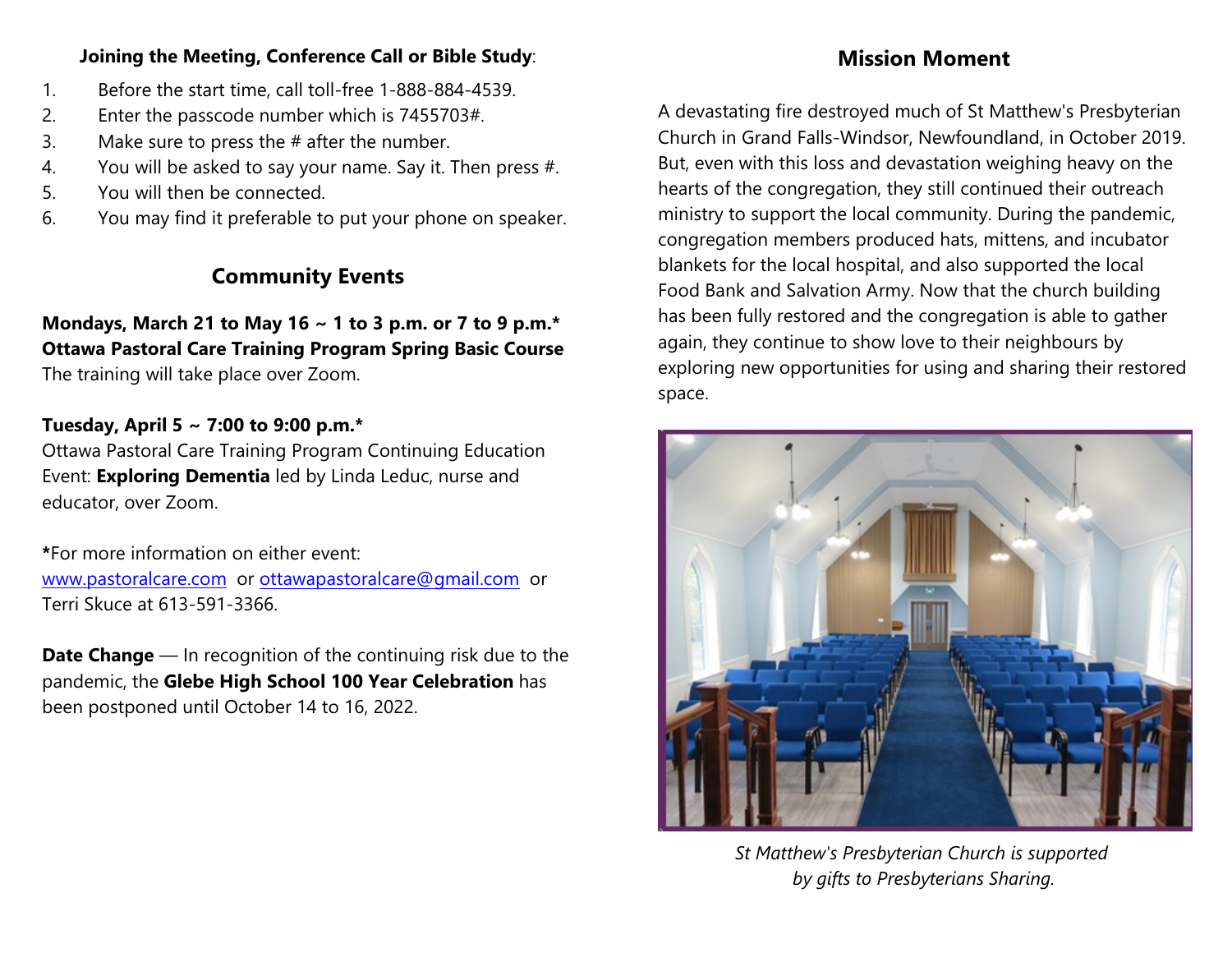**Joining the Meeting, Conference Call or Bible Study**:

1. Before the start time, call toll-free 1-888-884-4539.
2. Enter the passcode number which is 7455703#.
3. Make sure to press the # after the number.
4. You will be asked to say your name. Say it. Then press #.
5. You will then be connected.
6. You may find it preferable to put your phone on speaker.

## Community Events

**Mondays, March 21 to May 16 ~ 1 to 3 p.m. or 7 to 9 p.m.***
**Ottawa Pastoral Care Training Program Spring Basic Course**
The training will take place over Zoom.

**Tuesday, April 5 ~ 7:00 to 9:00 p.m.***
Ottawa Pastoral Care Training Program Continuing Education Event: **Exploring Dementia** led by Linda Leduc, nurse and educator, over Zoom.

*For more information on either event:
www.pastoralcare.com or ottawapastoralcare@gmail.com or Terri Skuce at 613-591-3366.

**Date Change** — In recognition of the continuing risk due to the pandemic, the **Glebe High School 100 Year Celebration** has been postponed until October 14 to 16, 2022.

## Mission Moment

A devastating fire destroyed much of St Matthew's Presbyterian Church in Grand Falls-Windsor, Newfoundland, in October 2019. But, even with this loss and devastation weighing heavy on the hearts of the congregation, they still continued their outreach ministry to support the local community. During the pandemic, congregation members produced hats, mittens, and incubator blankets for the local hospital, and also supported the local Food Bank and Salvation Army. Now that the church building has been fully restored and the congregation is able to gather again, they continue to show love to their neighbours by exploring new opportunities for using and sharing their restored space.

*St Matthew's Presbyterian Church is supported by gifts to Presbyterians Sharing.*